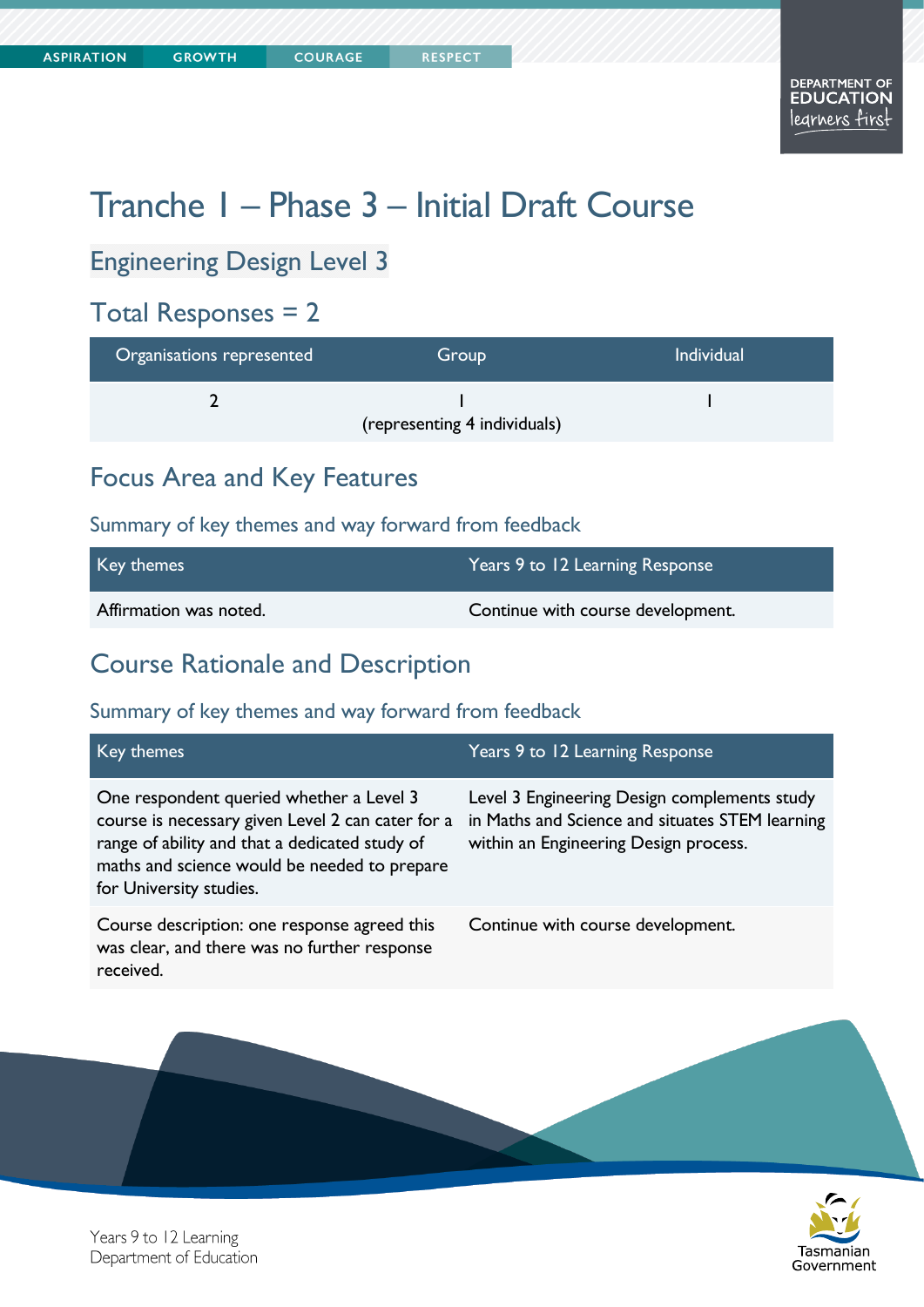# Tranche 1 – Phase 3 – Initial Draft Course

## Engineering Design Level 3

## Total Responses = 2

| Organisations represented | Group | Individual |
|---|---|---|
| 2 | 1 (representing 4 individuals) | 1 |

## Focus Area and Key Features

### Summary of key themes and way forward from feedback

| Key themes | Years 9 to 12 Learning Response |
|---|---|
| Affirmation was noted. | Continue with course development. |

## Course Rationale and Description

### Summary of key themes and way forward from feedback

| Key themes | Years 9 to 12 Learning Response |
|---|---|
| One respondent queried whether a Level 3 course is necessary given Level 2 can cater for a range of ability and that a dedicated study of maths and science would be needed to prepare for University studies. | Level 3 Engineering Design complements study in Maths and Science and situates STEM learning within an Engineering Design process. |
| Course description: one response agreed this was clear, and there was no further response received. | Continue with course development. |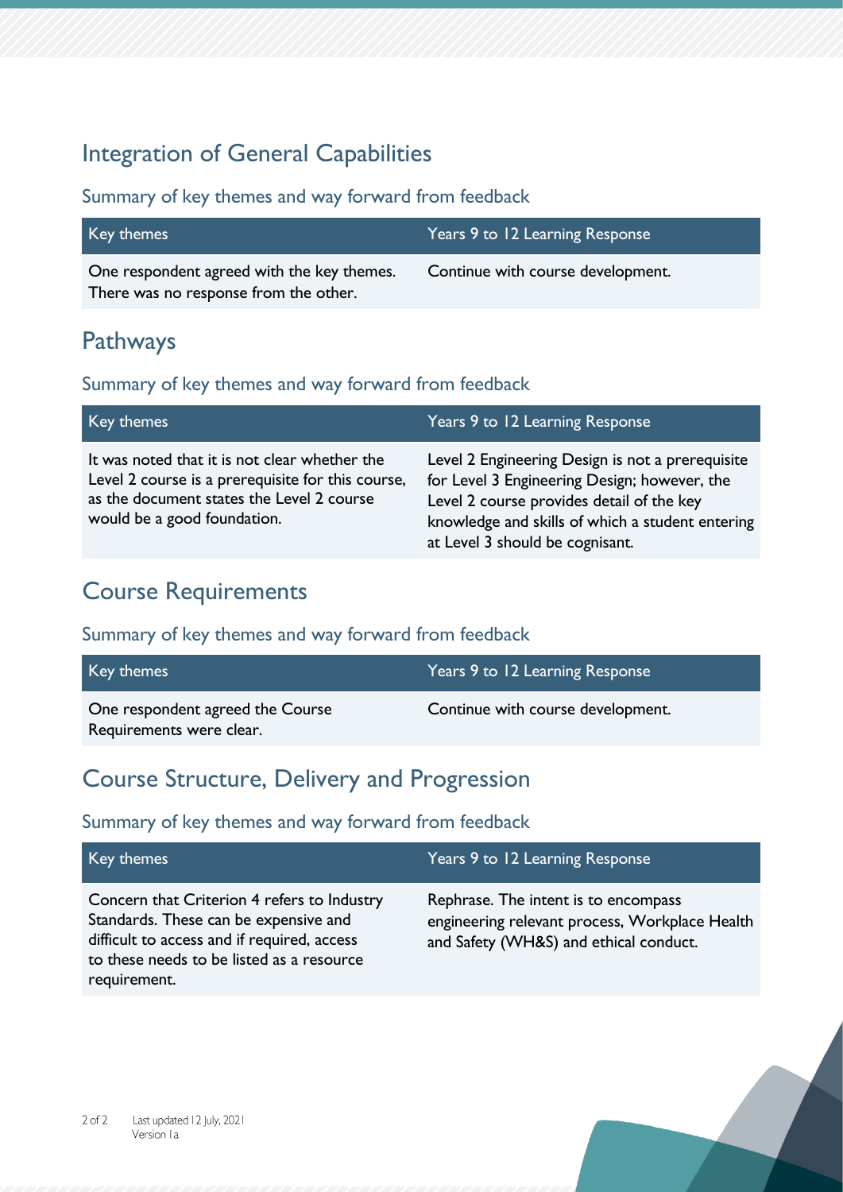## Integration of General Capabilities

### Summary of key themes and way forward from feedback

| Key themes | Years 9 to 12 Learning Response |
|---|---|
| One respondent agreed with the key themes. There was no response from the other. | Continue with course development. |

## Pathways

### Summary of key themes and way forward from feedback

| Key themes | Years 9 to 12 Learning Response |
|---|---|
| It was noted that it is not clear whether the Level 2 course is a prerequisite for this course, as the document states the Level 2 course would be a good foundation. | Level 2 Engineering Design is not a prerequisite for Level 3 Engineering Design; however, the Level 2 course provides detail of the key knowledge and skills of which a student entering at Level 3 should be cognisant. |

## Course Requirements

### Summary of key themes and way forward from feedback

| Key themes | Years 9 to 12 Learning Response |
|---|---|
| One respondent agreed the Course Requirements were clear. | Continue with course development. |

## Course Structure, Delivery and Progression

### Summary of key themes and way forward from feedback

| Key themes | Years 9 to 12 Learning Response |
|---|---|
| Concern that Criterion 4 refers to Industry Standards. These can be expensive and difficult to access and if required, access to these needs to be listed as a resource requirement. | Rephrase. The intent is to encompass engineering relevant process, Workplace Health and Safety (WH&S) and ethical conduct. |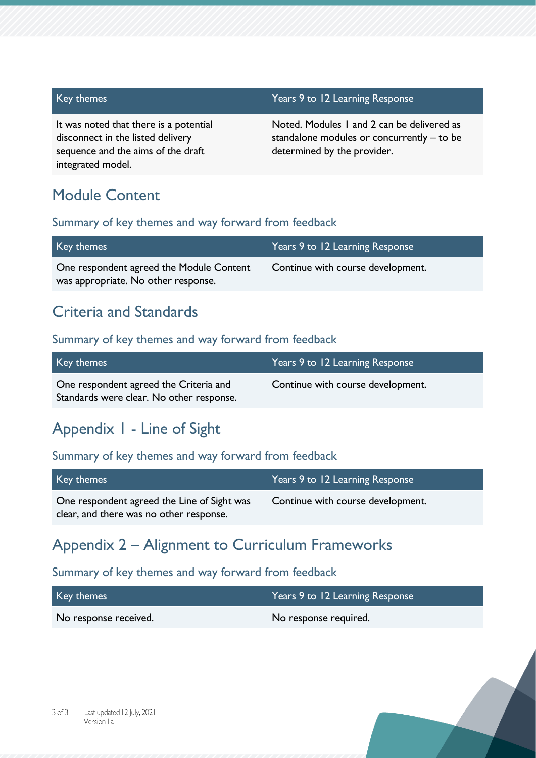| Key themes | Years 9 to 12 Learning Response |
| --- | --- |
| It was noted that there is a potential disconnect in the listed delivery sequence and the aims of the draft integrated model. | Noted. Modules 1 and 2 can be delivered as standalone modules or concurrently – to be determined by the provider. |

## Module Content

### Summary of key themes and way forward from feedback

| Key themes | Years 9 to 12 Learning Response |
| --- | --- |
| One respondent agreed the Module Content was appropriate. No other response. | Continue with course development. |

## Criteria and Standards

### Summary of key themes and way forward from feedback

| Key themes | Years 9 to 12 Learning Response |
| --- | --- |
| One respondent agreed the Criteria and Standards were clear. No other response. | Continue with course development. |

## Appendix 1 - Line of Sight

### Summary of key themes and way forward from feedback

| Key themes | Years 9 to 12 Learning Response |
| --- | --- |
| One respondent agreed the Line of Sight was clear, and there was no other response. | Continue with course development. |

## Appendix 2 – Alignment to Curriculum Frameworks

### Summary of key themes and way forward from feedback

| Key themes | Years 9 to 12 Learning Response |
| --- | --- |
| No response received. | No response required. |

Last updated 12 July, 2021
Version 1a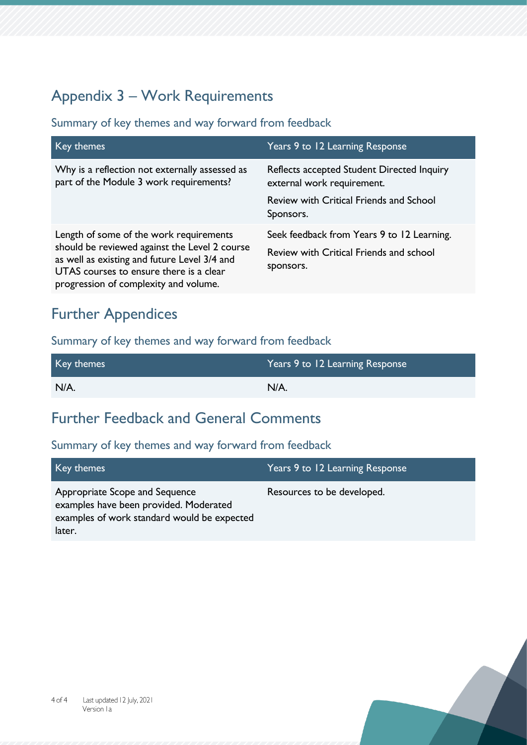## Appendix 3 – Work Requirements

### Summary of key themes and way forward from feedback

| Key themes | Years 9 to 12 Learning Response |
|---|---|
| Why is a reflection not externally assessed as part of the Module 3 work requirements? | Reflects accepted Student Directed Inquiry external work requirement. Review with Critical Friends and School Sponsors. |
| Length of some of the work requirements should be reviewed against the Level 2 course as well as existing and future Level 3/4 and UTAS courses to ensure there is a clear progression of complexity and volume. | Seek feedback from Years 9 to 12 Learning. Review with Critical Friends and school sponsors. |

## Further Appendices

### Summary of key themes and way forward from feedback

| Key themes | Years 9 to 12 Learning Response |
|---|---|
| N/A. | N/A. |

## Further Feedback and General Comments

### Summary of key themes and way forward from feedback

| Key themes | Years 9 to 12 Learning Response |
|---|---|
| Appropriate Scope and Sequence examples have been provided. Moderated examples of work standard would be expected later. | Resources to be developed. |

Last updated 12 July, 2021
Version 1a